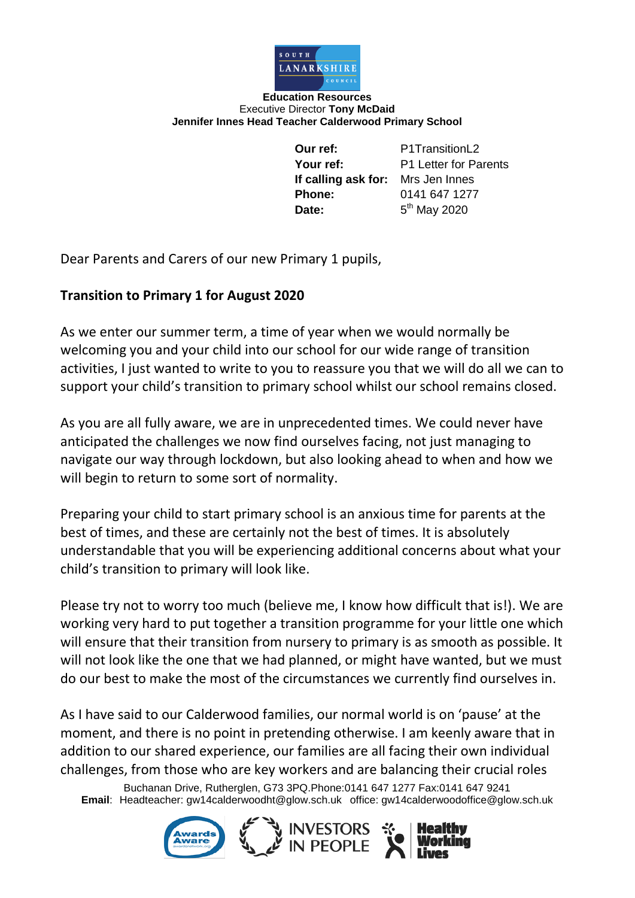**Education Resources**
Executive Director **Tony McDaid**
**Jennifer Innes Head Teacher Calderwood Primary School**

| | |
|---|---|
| **Our ref:** | P1TransitionL2 |
| **Your ref:** | P1 Letter for Parents |
| **If calling ask for:** | Mrs Jen Innes |
| **Phone:** | 0141 647 1277 |
| **Date:** | 5th May 2020 |

Dear Parents and Carers of our new Primary 1 pupils,

**Transition to Primary 1 for August 2020**

As we enter our summer term, a time of year when we would normally be welcoming you and your child into our school for our wide range of transition activities, I just wanted to write to you to reassure you that we will do all we can to support your child's transition to primary school whilst our school remains closed.

As you are all fully aware, we are in unprecedented times. We could never have anticipated the challenges we now find ourselves facing, not just managing to navigate our way through lockdown, but also looking ahead to when and how we will begin to return to some sort of normality.

Preparing your child to start primary school is an anxious time for parents at the best of times, and these are certainly not the best of times. It is absolutely understandable that you will be experiencing additional concerns about what your child's transition to primary will look like.

Please try not to worry too much (believe me, I know how difficult that is!). We are working very hard to put together a transition programme for your little one which will ensure that their transition from nursery to primary is as smooth as possible. It will not look like the one that we had planned, or might have wanted, but we must do our best to make the most of the circumstances we currently find ourselves in.

As I have said to our Calderwood families, our normal world is on 'pause' at the moment, and there is no point in pretending otherwise. I am keenly aware that in addition to our shared experience, our families are all facing their own individual challenges, from those who are key workers and are balancing their crucial roles

Buchanan Drive, Rutherglen, G73 3PQ.Phone:0141 647 1277 Fax:0141 647 9241
**Email**: Headteacher: gw14calderwoodht@glow.sch.uk office: gw14calderwoodoffice@glow.sch.uk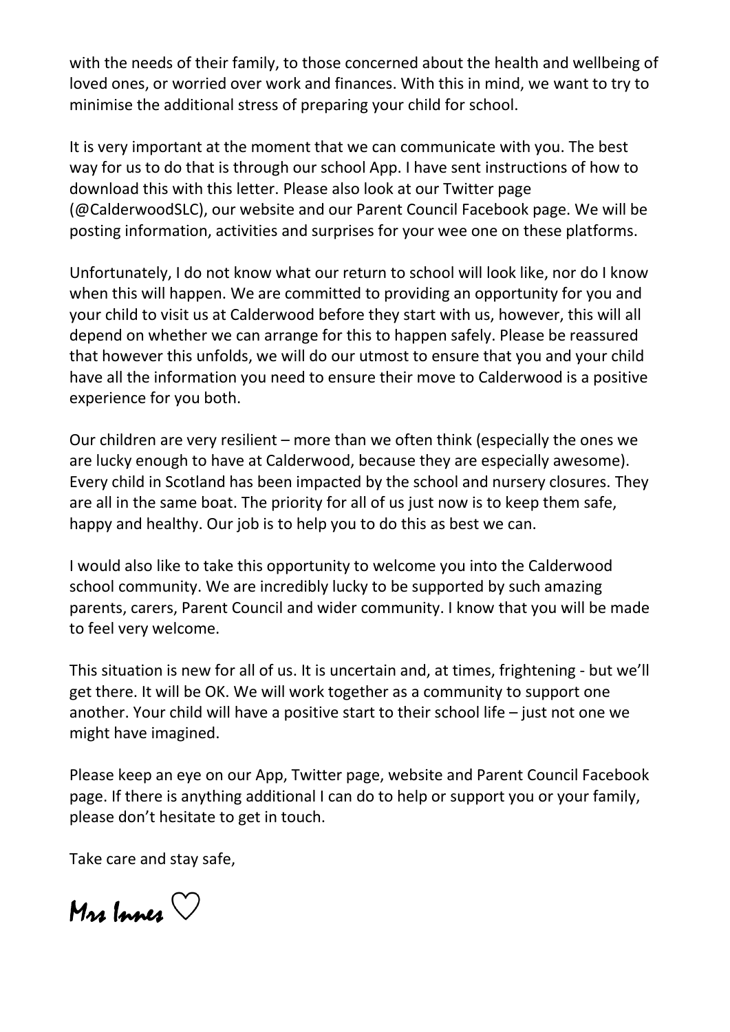with the needs of their family, to those concerned about the health and wellbeing of loved ones, or worried over work and finances. With this in mind, we want to try to minimise the additional stress of preparing your child for school.

It is very important at the moment that we can communicate with you. The best way for us to do that is through our school App. I have sent instructions of how to download this with this letter. Please also look at our Twitter page (@CalderwoodSLC), our website and our Parent Council Facebook page. We will be posting information, activities and surprises for your wee one on these platforms.

Unfortunately, I do not know what our return to school will look like, nor do I know when this will happen. We are committed to providing an opportunity for you and your child to visit us at Calderwood before they start with us, however, this will all depend on whether we can arrange for this to happen safely. Please be reassured that however this unfolds, we will do our utmost to ensure that you and your child have all the information you need to ensure their move to Calderwood is a positive experience for you both.

Our children are very resilient – more than we often think (especially the ones we are lucky enough to have at Calderwood, because they are especially awesome). Every child in Scotland has been impacted by the school and nursery closures. They are all in the same boat. The priority for all of us just now is to keep them safe, happy and healthy. Our job is to help you to do this as best we can.

I would also like to take this opportunity to welcome you into the Calderwood school community. We are incredibly lucky to be supported by such amazing parents, carers, Parent Council and wider community. I know that you will be made to feel very welcome.

This situation is new for all of us. It is uncertain and, at times, frightening - but we'll get there. It will be OK. We will work together as a community to support one another. Your child will have a positive start to their school life – just not one we might have imagined.

Please keep an eye on our App, Twitter page, website and Parent Council Facebook page. If there is anything additional I can do to help or support you or your family, please don't hesitate to get in touch.

Take care and stay safe,

*Mrs Innes* ♡